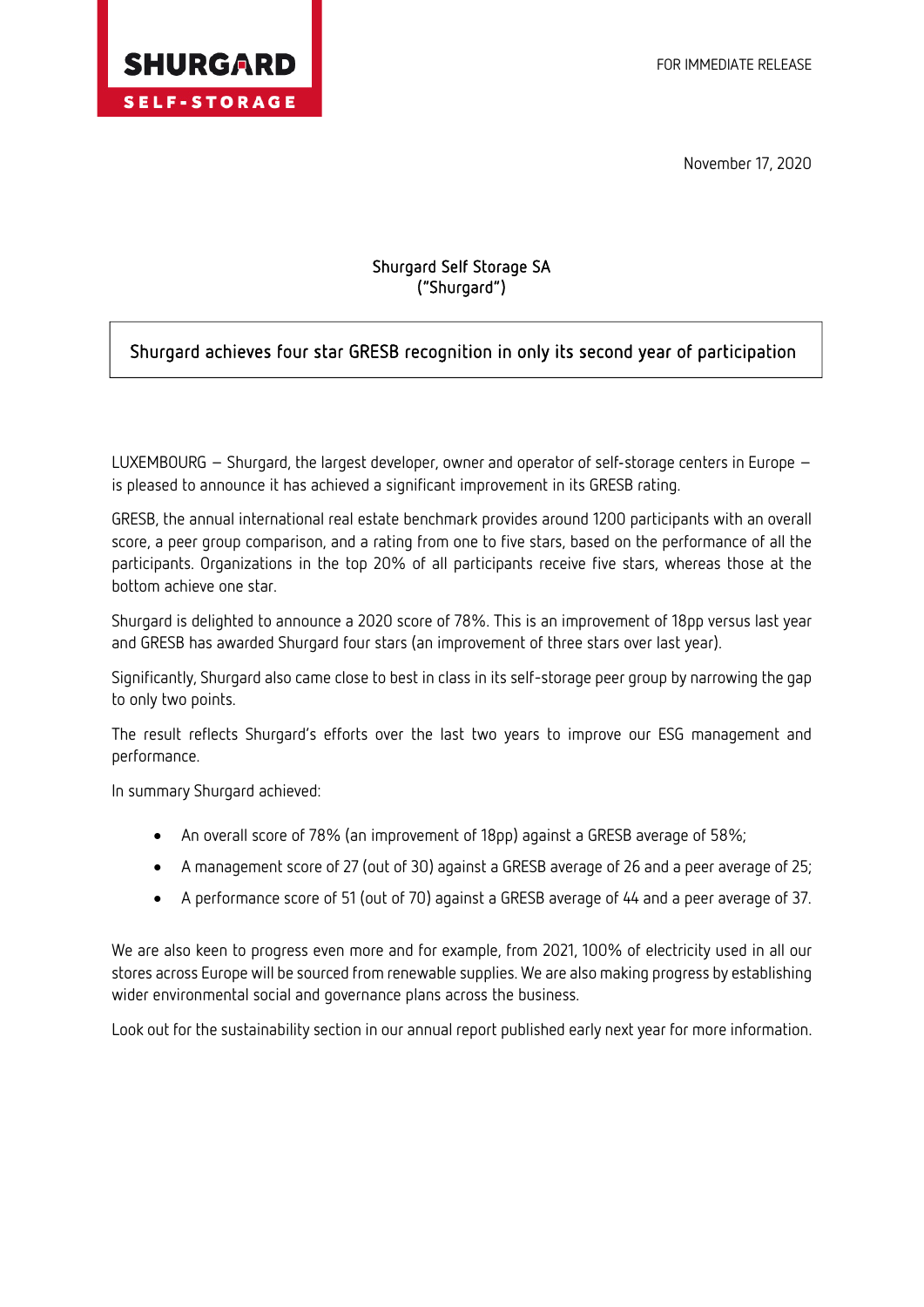FOR IMMEDIATE RELEASE

November 17, 2020

**Shurgard Self Storage SA**
**("Shurgard")**

# Shurgard achieves four star GRESB recognition in only its second year of participation

LUXEMBOURG – Shurgard, the largest developer, owner and operator of self-storage centers in Europe – is pleased to announce it has achieved a significant improvement in its GRESB rating.

GRESB, the annual international real estate benchmark provides around 1200 participants with an overall score, a peer group comparison, and a rating from one to five stars, based on the performance of all the participants. Organizations in the top 20% of all participants receive five stars, whereas those at the bottom achieve one star.

Shurgard is delighted to announce a 2020 score of 78%. This is an improvement of 18pp versus last year and GRESB has awarded Shurgard four stars (an improvement of three stars over last year).

Significantly, Shurgard also came close to best in class in its self-storage peer group by narrowing the gap to only two points.

The result reflects Shurgard's efforts over the last two years to improve our ESG management and performance.

In summary Shurgard achieved:

- An overall score of 78% (an improvement of 18pp) against a GRESB average of 58%;
- A management score of 27 (out of 30) against a GRESB average of 26 and a peer average of 25;
- A performance score of 51 (out of 70) against a GRESB average of 44 and a peer average of 37.

We are also keen to progress even more and for example, from 2021, 100% of electricity used in all our stores across Europe will be sourced from renewable supplies. We are also making progress by establishing wider environmental social and governance plans across the business.

Look out for the sustainability section in our annual report published early next year for more information.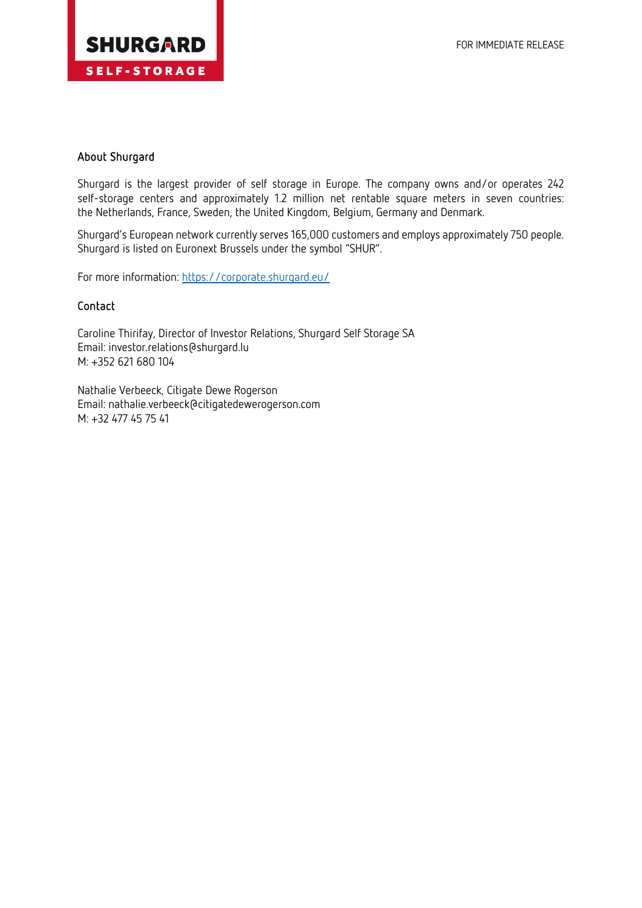FOR IMMEDIATE RELEASE

## About Shurgard

Shurgard is the largest provider of self storage in Europe. The company owns and/or operates 242 self-storage centers and approximately 1.2 million net rentable square meters in seven countries: the Netherlands, France, Sweden, the United Kingdom, Belgium, Germany and Denmark.

Shurgard's European network currently serves 165,000 customers and employs approximately 750 people. Shurgard is listed on Euronext Brussels under the symbol "SHUR".

For more information: https://corporate.shurgard.eu/

## Contact

Caroline Thirifay, Director of Investor Relations, Shurgard Self Storage SA
Email: investor.relations@shurgard.lu
M: +352 621 680 104

Nathalie Verbeeck, Citigate Dewe Rogerson
Email: nathalie.verbeeck@citigatedewerogerson.com
M: +32 477 45 75 41